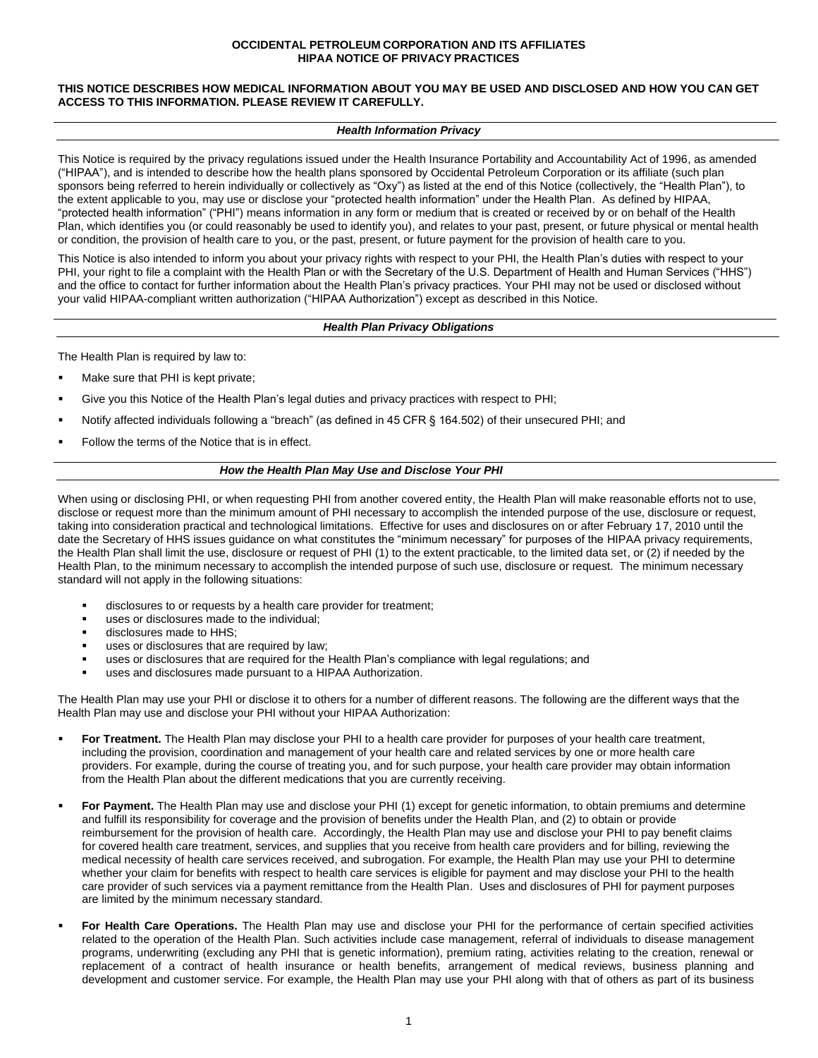# OCCIDENTAL PETROLEUM CORPORATION AND ITS AFFILIATES
# HIPAA NOTICE OF PRIVACY PRACTICES

**THIS NOTICE DESCRIBES HOW MEDICAL INFORMATION ABOUT YOU MAY BE USED AND DISCLOSED AND HOW YOU CAN GET ACCESS TO THIS INFORMATION. PLEASE REVIEW IT CAREFULLY.**

## *Health Information Privacy*

This Notice is required by the privacy regulations issued under the Health Insurance Portability and Accountability Act of 1996, as amended ("HIPAA"), and is intended to describe how the health plans sponsored by Occidental Petroleum Corporation or its affiliate (such plan sponsors being referred to herein individually or collectively as "Oxy") as listed at the end of this Notice (collectively, the "Health Plan"), to the extent applicable to you, may use or disclose your "protected health information" under the Health Plan. As defined by HIPAA, "protected health information" ("PHI") means information in any form or medium that is created or received by or on behalf of the Health Plan, which identifies you (or could reasonably be used to identify you), and relates to your past, present, or future physical or mental health or condition, the provision of health care to you, or the past, present, or future payment for the provision of health care to you.

This Notice is also intended to inform you about your privacy rights with respect to your PHI, the Health Plan's duties with respect to your PHI, your right to file a complaint with the Health Plan or with the Secretary of the U.S. Department of Health and Human Services ("HHS") and the office to contact for further information about the Health Plan's privacy practices. Your PHI may not be used or disclosed without your valid HIPAA-compliant written authorization ("HIPAA Authorization") except as described in this Notice.

## *Health Plan Privacy Obligations*

The Health Plan is required by law to:

- Make sure that PHI is kept private;
- Give you this Notice of the Health Plan's legal duties and privacy practices with respect to PHI;
- Notify affected individuals following a "breach" (as defined in 45 CFR § 164.502) of their unsecured PHI; and
- Follow the terms of the Notice that is in effect.

## *How the Health Plan May Use and Disclose Your PHI*

When using or disclosing PHI, or when requesting PHI from another covered entity, the Health Plan will make reasonable efforts not to use, disclose or request more than the minimum amount of PHI necessary to accomplish the intended purpose of the use, disclosure or request, taking into consideration practical and technological limitations. Effective for uses and disclosures on or after February 17, 2010 until the date the Secretary of HHS issues guidance on what constitutes the "minimum necessary" for purposes of the HIPAA privacy requirements, the Health Plan shall limit the use, disclosure or request of PHI (1) to the extent practicable, to the limited data set, or (2) if needed by the Health Plan, to the minimum necessary to accomplish the intended purpose of such use, disclosure or request. The minimum necessary standard will not apply in the following situations:

- disclosures to or requests by a health care provider for treatment;
- uses or disclosures made to the individual;
- disclosures made to HHS;
- uses or disclosures that are required by law;
- uses or disclosures that are required for the Health Plan's compliance with legal regulations; and
- uses and disclosures made pursuant to a HIPAA Authorization.

The Health Plan may use your PHI or disclose it to others for a number of different reasons. The following are the different ways that the Health Plan may use and disclose your PHI without your HIPAA Authorization:

- **For Treatment.** The Health Plan may disclose your PHI to a health care provider for purposes of your health care treatment, including the provision, coordination and management of your health care and related services by one or more health care providers. For example, during the course of treating you, and for such purpose, your health care provider may obtain information from the Health Plan about the different medications that you are currently receiving.
- **For Payment.** The Health Plan may use and disclose your PHI (1) except for genetic information, to obtain premiums and determine and fulfill its responsibility for coverage and the provision of benefits under the Health Plan, and (2) to obtain or provide reimbursement for the provision of health care. Accordingly, the Health Plan may use and disclose your PHI to pay benefit claims for covered health care treatment, services, and supplies that you receive from health care providers and for billing, reviewing the medical necessity of health care services received, and subrogation. For example, the Health Plan may use your PHI to determine whether your claim for benefits with respect to health care services is eligible for payment and may disclose your PHI to the health care provider of such services via a payment remittance from the Health Plan. Uses and disclosures of PHI for payment purposes are limited by the minimum necessary standard.
- **For Health Care Operations.** The Health Plan may use and disclose your PHI for the performance of certain specified activities related to the operation of the Health Plan. Such activities include case management, referral of individuals to disease management programs, underwriting (excluding any PHI that is genetic information), premium rating, activities relating to the creation, renewal or replacement of a contract of health insurance or health benefits, arrangement of medical reviews, business planning and development and customer service. For example, the Health Plan may use your PHI along with that of others as part of its business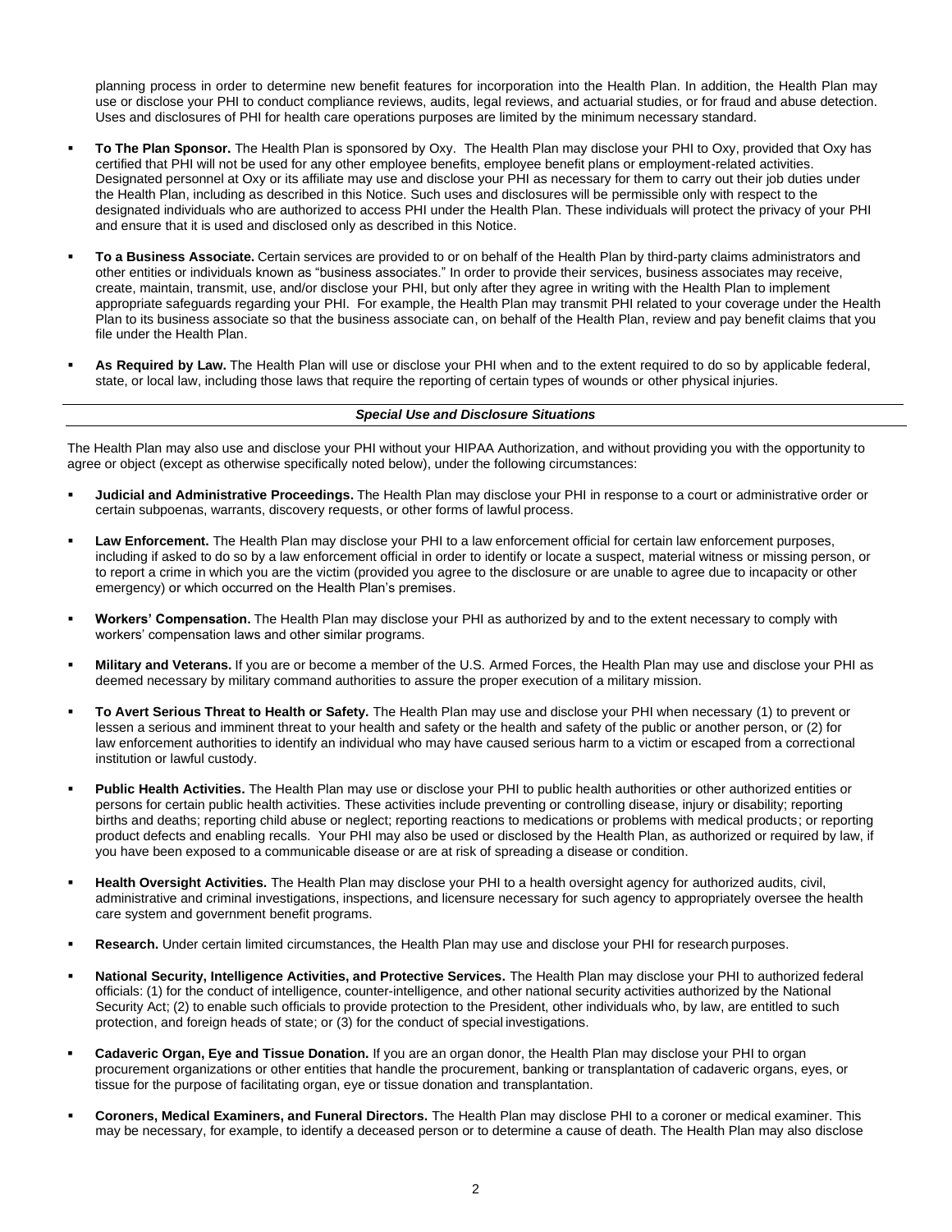planning process in order to determine new benefit features for incorporation into the Health Plan. In addition, the Health Plan may use or disclose your PHI to conduct compliance reviews, audits, legal reviews, and actuarial studies, or for fraud and abuse detection. Uses and disclosures of PHI for health care operations purposes are limited by the minimum necessary standard.

- **To The Plan Sponsor.** The Health Plan is sponsored by Oxy. The Health Plan may disclose your PHI to Oxy, provided that Oxy has certified that PHI will not be used for any other employee benefits, employee benefit plans or employment-related activities. Designated personnel at Oxy or its affiliate may use and disclose your PHI as necessary for them to carry out their job duties under the Health Plan, including as described in this Notice. Such uses and disclosures will be permissible only with respect to the designated individuals who are authorized to access PHI under the Health Plan. These individuals will protect the privacy of your PHI and ensure that it is used and disclosed only as described in this Notice.
- **To a Business Associate.** Certain services are provided to or on behalf of the Health Plan by third-party claims administrators and other entities or individuals known as "business associates." In order to provide their services, business associates may receive, create, maintain, transmit, use, and/or disclose your PHI, but only after they agree in writing with the Health Plan to implement appropriate safeguards regarding your PHI. For example, the Health Plan may transmit PHI related to your coverage under the Health Plan to its business associate so that the business associate can, on behalf of the Health Plan, review and pay benefit claims that you file under the Health Plan.
- **As Required by Law.** The Health Plan will use or disclose your PHI when and to the extent required to do so by applicable federal, state, or local law, including those laws that require the reporting of certain types of wounds or other physical injuries.

***Special Use and Disclosure Situations***

The Health Plan may also use and disclose your PHI without your HIPAA Authorization, and without providing you with the opportunity to agree or object (except as otherwise specifically noted below), under the following circumstances:

- **Judicial and Administrative Proceedings.** The Health Plan may disclose your PHI in response to a court or administrative order or certain subpoenas, warrants, discovery requests, or other forms of lawful process.
- **Law Enforcement.** The Health Plan may disclose your PHI to a law enforcement official for certain law enforcement purposes, including if asked to do so by a law enforcement official in order to identify or locate a suspect, material witness or missing person, or to report a crime in which you are the victim (provided you agree to the disclosure or are unable to agree due to incapacity or other emergency) or which occurred on the Health Plan's premises.
- **Workers' Compensation.** The Health Plan may disclose your PHI as authorized by and to the extent necessary to comply with workers' compensation laws and other similar programs.
- **Military and Veterans.** If you are or become a member of the U.S. Armed Forces, the Health Plan may use and disclose your PHI as deemed necessary by military command authorities to assure the proper execution of a military mission.
- **To Avert Serious Threat to Health or Safety.** The Health Plan may use and disclose your PHI when necessary (1) to prevent or lessen a serious and imminent threat to your health and safety or the health and safety of the public or another person, or (2) for law enforcement authorities to identify an individual who may have caused serious harm to a victim or escaped from a correctional institution or lawful custody.
- **Public Health Activities.** The Health Plan may use or disclose your PHI to public health authorities or other authorized entities or persons for certain public health activities. These activities include preventing or controlling disease, injury or disability; reporting births and deaths; reporting child abuse or neglect; reporting reactions to medications or problems with medical products; or reporting product defects and enabling recalls. Your PHI may also be used or disclosed by the Health Plan, as authorized or required by law, if you have been exposed to a communicable disease or are at risk of spreading a disease or condition.
- **Health Oversight Activities.** The Health Plan may disclose your PHI to a health oversight agency for authorized audits, civil, administrative and criminal investigations, inspections, and licensure necessary for such agency to appropriately oversee the health care system and government benefit programs.
- **Research.** Under certain limited circumstances, the Health Plan may use and disclose your PHI for research purposes.
- **National Security, Intelligence Activities, and Protective Services.** The Health Plan may disclose your PHI to authorized federal officials: (1) for the conduct of intelligence, counter-intelligence, and other national security activities authorized by the National Security Act; (2) to enable such officials to provide protection to the President, other individuals who, by law, are entitled to such protection, and foreign heads of state; or (3) for the conduct of special investigations.
- **Cadaveric Organ, Eye and Tissue Donation.** If you are an organ donor, the Health Plan may disclose your PHI to organ procurement organizations or other entities that handle the procurement, banking or transplantation of cadaveric organs, eyes, or tissue for the purpose of facilitating organ, eye or tissue donation and transplantation.
- **Coroners, Medical Examiners, and Funeral Directors.** The Health Plan may disclose PHI to a coroner or medical examiner. This may be necessary, for example, to identify a deceased person or to determine a cause of death. The Health Plan may also disclose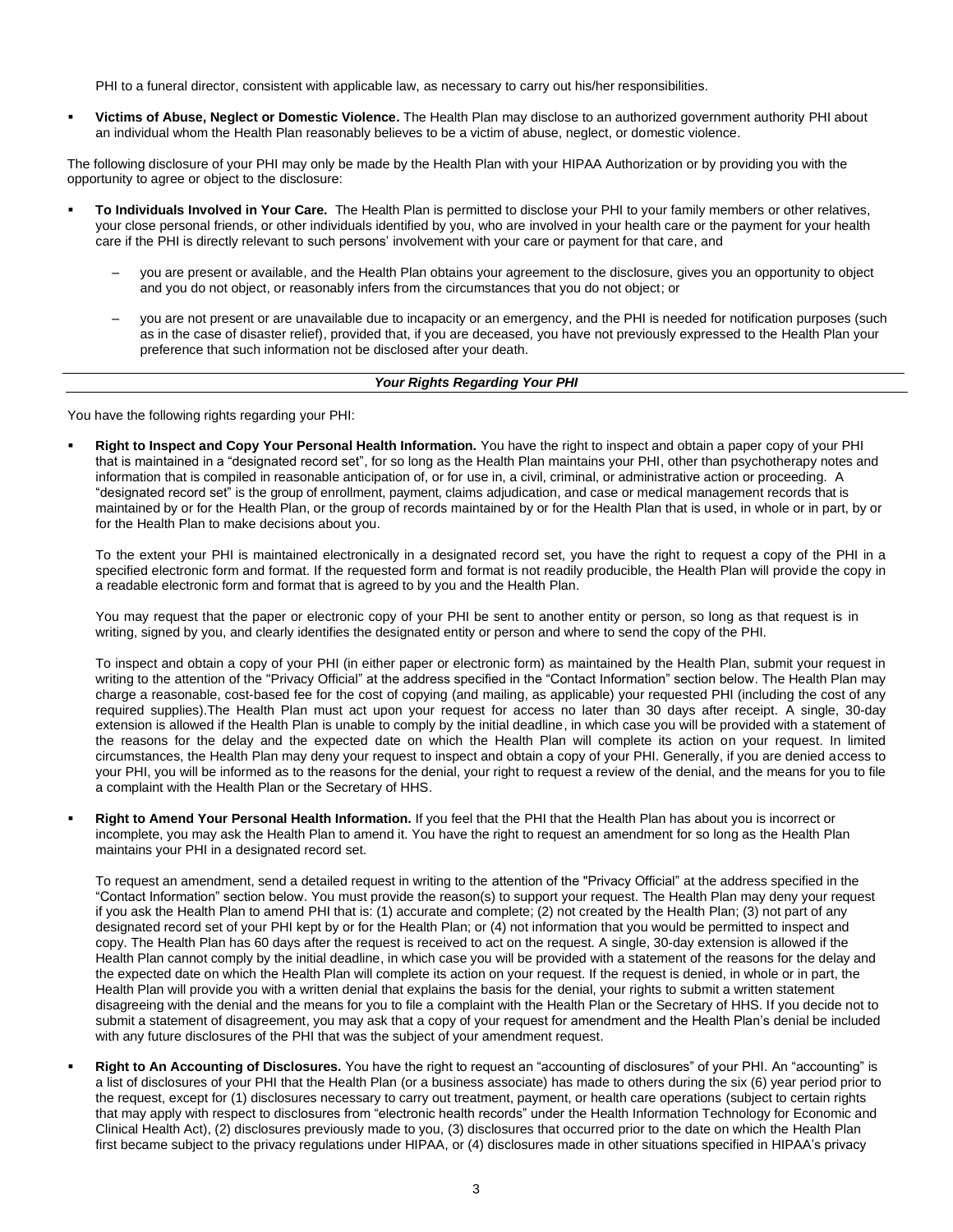PHI to a funeral director, consistent with applicable law, as necessary to carry out his/her responsibilities.

- **Victims of Abuse, Neglect or Domestic Violence.** The Health Plan may disclose to an authorized government authority PHI about an individual whom the Health Plan reasonably believes to be a victim of abuse, neglect, or domestic violence.

The following disclosure of your PHI may only be made by the Health Plan with your HIPAA Authorization or by providing you with the opportunity to agree or object to the disclosure:

- **To Individuals Involved in Your Care.** The Health Plan is permitted to disclose your PHI to your family members or other relatives, your close personal friends, or other individuals identified by you, who are involved in your health care or the payment for your health care if the PHI is directly relevant to such persons' involvement with your care or payment for that care, and
  - you are present or available, and the Health Plan obtains your agreement to the disclosure, gives you an opportunity to object and you do not object, or reasonably infers from the circumstances that you do not object; or
  - you are not present or are unavailable due to incapacity or an emergency, and the PHI is needed for notification purposes (such as in the case of disaster relief), provided that, if you are deceased, you have not previously expressed to the Health Plan your preference that such information not be disclosed after your death.

## *Your Rights Regarding Your PHI*

You have the following rights regarding your PHI:

- **Right to Inspect and Copy Your Personal Health Information.** You have the right to inspect and obtain a paper copy of your PHI that is maintained in a "designated record set", for so long as the Health Plan maintains your PHI, other than psychotherapy notes and information that is compiled in reasonable anticipation of, or for use in, a civil, criminal, or administrative action or proceeding. A "designated record set" is the group of enrollment, payment, claims adjudication, and case or medical management records that is maintained by or for the Health Plan, or the group of records maintained by or for the Health Plan that is used, in whole or in part, by or for the Health Plan to make decisions about you.

  To the extent your PHI is maintained electronically in a designated record set, you have the right to request a copy of the PHI in a specified electronic form and format. If the requested form and format is not readily producible, the Health Plan will provide the copy in a readable electronic form and format that is agreed to by you and the Health Plan.

  You may request that the paper or electronic copy of your PHI be sent to another entity or person, so long as that request is in writing, signed by you, and clearly identifies the designated entity or person and where to send the copy of the PHI.

  To inspect and obtain a copy of your PHI (in either paper or electronic form) as maintained by the Health Plan, submit your request in writing to the attention of the "Privacy Official" at the address specified in the "Contact Information" section below. The Health Plan may charge a reasonable, cost-based fee for the cost of copying (and mailing, as applicable) your requested PHI (including the cost of any required supplies).The Health Plan must act upon your request for access no later than 30 days after receipt. A single, 30-day extension is allowed if the Health Plan is unable to comply by the initial deadline, in which case you will be provided with a statement of the reasons for the delay and the expected date on which the Health Plan will complete its action on your request. In limited circumstances, the Health Plan may deny your request to inspect and obtain a copy of your PHI. Generally, if you are denied access to your PHI, you will be informed as to the reasons for the denial, your right to request a review of the denial, and the means for you to file a complaint with the Health Plan or the Secretary of HHS.

- **Right to Amend Your Personal Health Information.** If you feel that the PHI that the Health Plan has about you is incorrect or incomplete, you may ask the Health Plan to amend it. You have the right to request an amendment for so long as the Health Plan maintains your PHI in a designated record set.

  To request an amendment, send a detailed request in writing to the attention of the "Privacy Official" at the address specified in the "Contact Information" section below. You must provide the reason(s) to support your request. The Health Plan may deny your request if you ask the Health Plan to amend PHI that is: (1) accurate and complete; (2) not created by the Health Plan; (3) not part of any designated record set of your PHI kept by or for the Health Plan; or (4) not information that you would be permitted to inspect and copy. The Health Plan has 60 days after the request is received to act on the request. A single, 30-day extension is allowed if the Health Plan cannot comply by the initial deadline, in which case you will be provided with a statement of the reasons for the delay and the expected date on which the Health Plan will complete its action on your request. If the request is denied, in whole or in part, the Health Plan will provide you with a written denial that explains the basis for the denial, your rights to submit a written statement disagreeing with the denial and the means for you to file a complaint with the Health Plan or the Secretary of HHS. If you decide not to submit a statement of disagreement, you may ask that a copy of your request for amendment and the Health Plan's denial be included with any future disclosures of the PHI that was the subject of your amendment request.

- **Right to An Accounting of Disclosures.** You have the right to request an "accounting of disclosures" of your PHI. An "accounting" is a list of disclosures of your PHI that the Health Plan (or a business associate) has made to others during the six (6) year period prior to the request, except for (1) disclosures necessary to carry out treatment, payment, or health care operations (subject to certain rights that may apply with respect to disclosures from "electronic health records" under the Health Information Technology for Economic and Clinical Health Act), (2) disclosures previously made to you, (3) disclosures that occurred prior to the date on which the Health Plan first became subject to the privacy regulations under HIPAA, or (4) disclosures made in other situations specified in HIPAA's privacy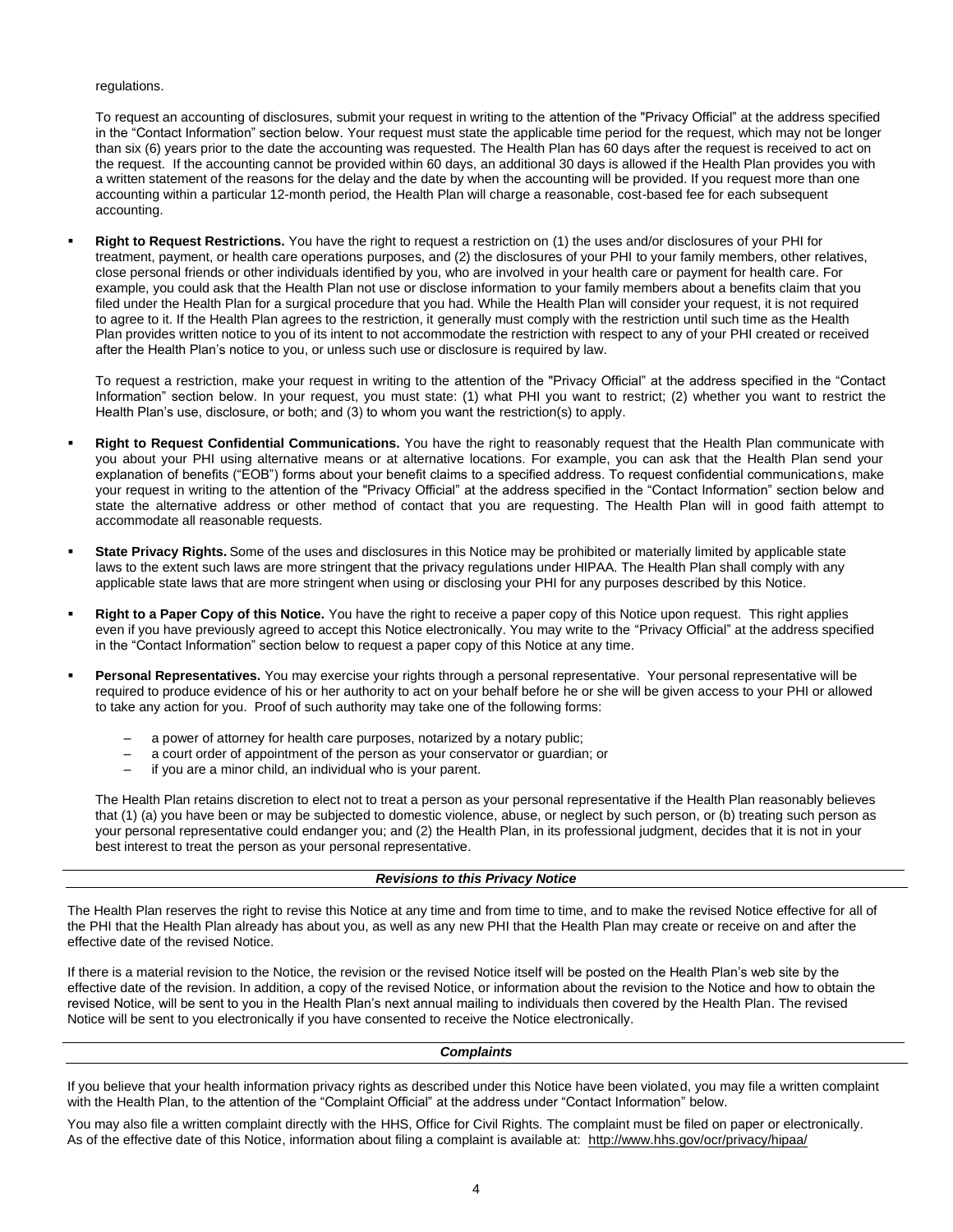regulations.

To request an accounting of disclosures, submit your request in writing to the attention of the "Privacy Official" at the address specified in the "Contact Information" section below. Your request must state the applicable time period for the request, which may not be longer than six (6) years prior to the date the accounting was requested. The Health Plan has 60 days after the request is received to act on the request. If the accounting cannot be provided within 60 days, an additional 30 days is allowed if the Health Plan provides you with a written statement of the reasons for the delay and the date by when the accounting will be provided. If you request more than one accounting within a particular 12-month period, the Health Plan will charge a reasonable, cost-based fee for each subsequent accounting.

- **Right to Request Restrictions.** You have the right to request a restriction on (1) the uses and/or disclosures of your PHI for treatment, payment, or health care operations purposes, and (2) the disclosures of your PHI to your family members, other relatives, close personal friends or other individuals identified by you, who are involved in your health care or payment for health care. For example, you could ask that the Health Plan not use or disclose information to your family members about a benefits claim that you filed under the Health Plan for a surgical procedure that you had. While the Health Plan will consider your request, it is not required to agree to it. If the Health Plan agrees to the restriction, it generally must comply with the restriction until such time as the Health Plan provides written notice to you of its intent to not accommodate the restriction with respect to any of your PHI created or received after the Health Plan's notice to you, or unless such use or disclosure is required by law.

  To request a restriction, make your request in writing to the attention of the "Privacy Official" at the address specified in the "Contact Information" section below. In your request, you must state: (1) what PHI you want to restrict; (2) whether you want to restrict the Health Plan's use, disclosure, or both; and (3) to whom you want the restriction(s) to apply.

- **Right to Request Confidential Communications.** You have the right to reasonably request that the Health Plan communicate with you about your PHI using alternative means or at alternative locations. For example, you can ask that the Health Plan send your explanation of benefits ("EOB") forms about your benefit claims to a specified address. To request confidential communications, make your request in writing to the attention of the "Privacy Official" at the address specified in the "Contact Information" section below and state the alternative address or other method of contact that you are requesting. The Health Plan will in good faith attempt to accommodate all reasonable requests.

- **State Privacy Rights.** Some of the uses and disclosures in this Notice may be prohibited or materially limited by applicable state laws to the extent such laws are more stringent that the privacy regulations under HIPAA. The Health Plan shall comply with any applicable state laws that are more stringent when using or disclosing your PHI for any purposes described by this Notice.

- **Right to a Paper Copy of this Notice.** You have the right to receive a paper copy of this Notice upon request. This right applies even if you have previously agreed to accept this Notice electronically. You may write to the "Privacy Official" at the address specified in the "Contact Information" section below to request a paper copy of this Notice at any time.

- **Personal Representatives.** You may exercise your rights through a personal representative. Your personal representative will be required to produce evidence of his or her authority to act on your behalf before he or she will be given access to your PHI or allowed to take any action for you. Proof of such authority may take one of the following forms:

  - a power of attorney for health care purposes, notarized by a notary public;
  - a court order of appointment of the person as your conservator or guardian; or
  - if you are a minor child, an individual who is your parent.

  The Health Plan retains discretion to elect not to treat a person as your personal representative if the Health Plan reasonably believes that (1) (a) you have been or may be subjected to domestic violence, abuse, or neglect by such person, or (b) treating such person as your personal representative could endanger you; and (2) the Health Plan, in its professional judgment, decides that it is not in your best interest to treat the person as your personal representative.

## *Revisions to this Privacy Notice*

The Health Plan reserves the right to revise this Notice at any time and from time to time, and to make the revised Notice effective for all of the PHI that the Health Plan already has about you, as well as any new PHI that the Health Plan may create or receive on and after the effective date of the revised Notice.

If there is a material revision to the Notice, the revision or the revised Notice itself will be posted on the Health Plan's web site by the effective date of the revision. In addition, a copy of the revised Notice, or information about the revision to the Notice and how to obtain the revised Notice, will be sent to you in the Health Plan's next annual mailing to individuals then covered by the Health Plan. The revised Notice will be sent to you electronically if you have consented to receive the Notice electronically.

## *Complaints*

If you believe that your health information privacy rights as described under this Notice have been violated, you may file a written complaint with the Health Plan, to the attention of the "Complaint Official" at the address under "Contact Information" below.

You may also file a written complaint directly with the HHS, Office for Civil Rights. The complaint must be filed on paper or electronically. As of the effective date of this Notice, information about filing a complaint is available at: http://www.hhs.gov/ocr/privacy/hipaa/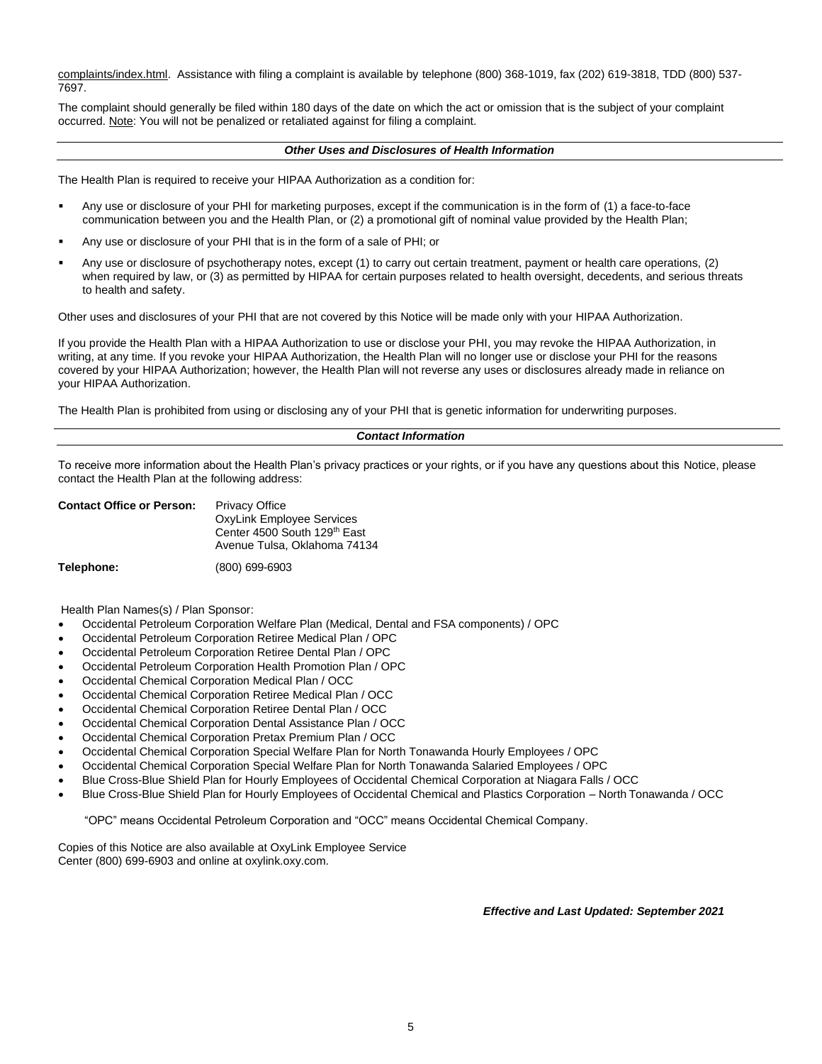complaints/index.html. Assistance with filing a complaint is available by telephone (800) 368-1019, fax (202) 619-3818, TDD (800) 537-7697.

The complaint should generally be filed within 180 days of the date on which the act or omission that is the subject of your complaint occurred. Note: You will not be penalized or retaliated against for filing a complaint.

### *Other Uses and Disclosures of Health Information*

The Health Plan is required to receive your HIPAA Authorization as a condition for:

- Any use or disclosure of your PHI for marketing purposes, except if the communication is in the form of (1) a face-to-face communication between you and the Health Plan, or (2) a promotional gift of nominal value provided by the Health Plan;
- Any use or disclosure of your PHI that is in the form of a sale of PHI; or
- Any use or disclosure of psychotherapy notes, except (1) to carry out certain treatment, payment or health care operations, (2) when required by law, or (3) as permitted by HIPAA for certain purposes related to health oversight, decedents, and serious threats to health and safety.

Other uses and disclosures of your PHI that are not covered by this Notice will be made only with your HIPAA Authorization.

If you provide the Health Plan with a HIPAA Authorization to use or disclose your PHI, you may revoke the HIPAA Authorization, in writing, at any time. If you revoke your HIPAA Authorization, the Health Plan will no longer use or disclose your PHI for the reasons covered by your HIPAA Authorization; however, the Health Plan will not reverse any uses or disclosures already made in reliance on your HIPAA Authorization.

The Health Plan is prohibited from using or disclosing any of your PHI that is genetic information for underwriting purposes.

### *Contact Information*

To receive more information about the Health Plan's privacy practices or your rights, or if you have any questions about this Notice, please contact the Health Plan at the following address:

**Contact Office or Person:** Privacy Office
OxyLink Employee Services
Center 4500 South 129th East
Avenue Tulsa, Oklahoma 74134

**Telephone:** (800) 699-6903

Health Plan Names(s) / Plan Sponsor:

- Occidental Petroleum Corporation Welfare Plan (Medical, Dental and FSA components) / OPC
- Occidental Petroleum Corporation Retiree Medical Plan / OPC
- Occidental Petroleum Corporation Retiree Dental Plan / OPC
- Occidental Petroleum Corporation Health Promotion Plan / OPC
- Occidental Chemical Corporation Medical Plan / OCC
- Occidental Chemical Corporation Retiree Medical Plan / OCC
- Occidental Chemical Corporation Retiree Dental Plan / OCC
- Occidental Chemical Corporation Dental Assistance Plan / OCC
- Occidental Chemical Corporation Pretax Premium Plan / OCC
- Occidental Chemical Corporation Special Welfare Plan for North Tonawanda Hourly Employees / OPC
- Occidental Chemical Corporation Special Welfare Plan for North Tonawanda Salaried Employees / OPC
- Blue Cross-Blue Shield Plan for Hourly Employees of Occidental Chemical Corporation at Niagara Falls / OCC
- Blue Cross-Blue Shield Plan for Hourly Employees of Occidental Chemical and Plastics Corporation – North Tonawanda / OCC

"OPC" means Occidental Petroleum Corporation and "OCC" means Occidental Chemical Company.

Copies of this Notice are also available at OxyLink Employee Service Center (800) 699-6903 and online at oxylink.oxy.com.

***Effective and Last Updated: September 2021***